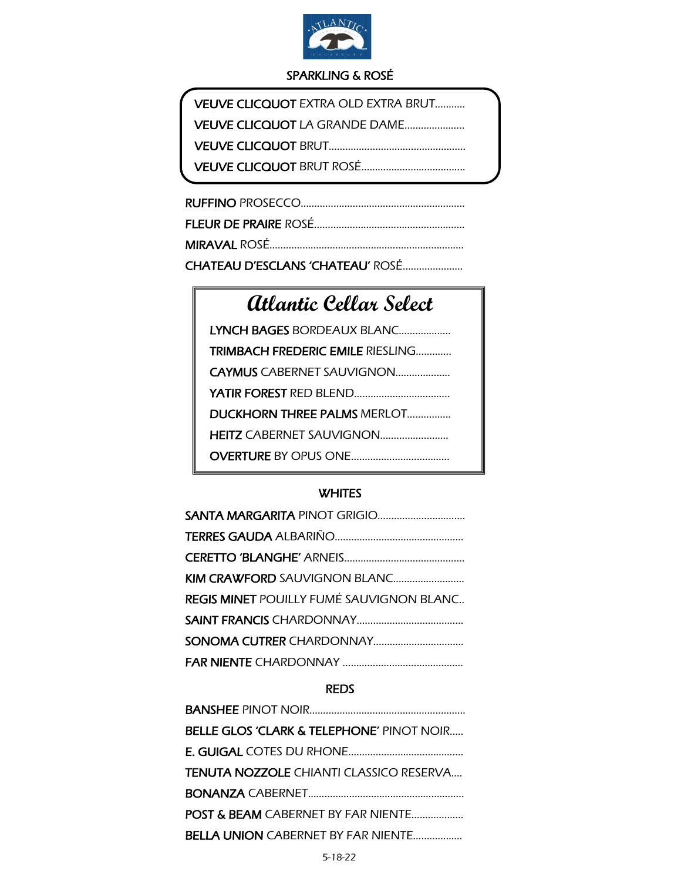## SPARKLING & ROSÉ

**VEUVE CLICQUOT** EXTRA OLD EXTRA BRUT...........

**VEUVE CLICQUOT** LA GRANDE DAME......................

**VEUVE CLICQUOT** BRUT..................................................

**VEUVE CLICQUOT** BRUT ROSÉ......................................

**RUFFINO** PROSECCO............................................................

**FLEUR DE PRAIRE** ROSÉ.......................................................

**MIRAVAL** ROSÉ.......................................................................

**CHATEAU D'ESCLANS 'CHATEAU'** ROSÉ......................

## *Atlantic Cellar Select*

**LYNCH BAGES** BORDEAUX BLANC...................

**TRIMBACH FREDERIC EMILE** RIESLING.............

**CAYMUS** CABERNET SAUVIGNON....................

**YATIR FOREST** RED BLEND...................................

**DUCKHORN THREE PALMS** MERLOT................

**HEITZ** CABERNET SAUVIGNON.........................

**OVERTURE** BY OPUS ONE....................................

## WHITES

**SANTA MARGARITA** PINOT GRIGIO................................

**TERRES GAUDA** ALBARIÑO...............................................

**CERETTO 'BLANGHE'** ARNEIS............................................

**KIM CRAWFORD** SAUVIGNON BLANC..........................

**REGIS MINET** POUILLY FUMÉ SAUVIGNON BLANC..

**SAINT FRANCIS** CHARDONNAY.......................................

**SONOMA CUTRER** CHARDONNAY.................................

**FAR NIENTE** CHARDONNAY ............................................

## REDS

**BANSHEE** PINOT NOIR.........................................................

**BELLE GLOS 'CLARK & TELEPHONE'** PINOT NOIR.....

**E. GUIGAL** COTES DU RHONE..........................................

**TENUTA NOZZOLE** CHIANTI CLASSICO RESERVA....

**BONANZA** CABERNET.........................................................

**POST & BEAM** CABERNET BY FAR NIENTE...................

**BELLA UNION** CABERNET BY FAR NIENTE..................

5-18-22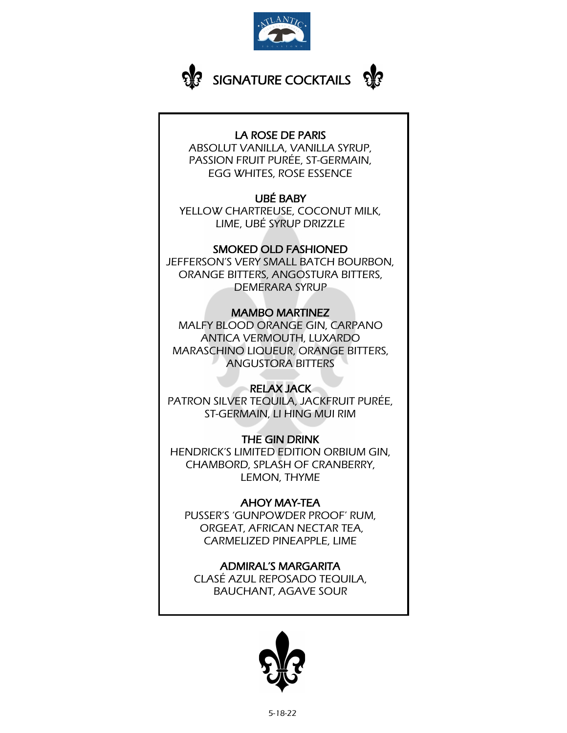# SIGNATURE COCKTAILS

## LA ROSE DE PARIS
ABSOLUT VANILLA, VANILLA SYRUP, PASSION FRUIT PURÉE, ST-GERMAIN, EGG WHITES, ROSE ESSENCE

## UBÉ BABY
YELLOW CHARTREUSE, COCONUT MILK, LIME, UBÉ SYRUP DRIZZLE

## SMOKED OLD FASHIONED
JEFFERSON'S VERY SMALL BATCH BOURBON, ORANGE BITTERS, ANGOSTURA BITTERS, DEMERARA SYRUP

## MAMBO MARTINEZ
MALFY BLOOD ORANGE GIN, CARPANO ANTICA VERMOUTH, LUXARDO MARASCHINO LIQUEUR, ORANGE BITTERS, ANGUSTORA BITTERS

## RELAX JACK
PATRON SILVER TEQUILA, JACKFRUIT PURÉE, ST-GERMAIN, LI HING MUI RIM

## THE GIN DRINK
HENDRICK'S LIMITED EDITION ORBIUM GIN, CHAMBORD, SPLASH OF CRANBERRY, LEMON, THYME

## AHOY MAY-TEA
PUSSER'S 'GUNPOWDER PROOF' RUM, ORGEAT, AFRICAN NECTAR TEA, CARMELIZED PINEAPPLE, LIME

## ADMIRAL'S MARGARITA
CLASÉ AZUL REPOSADO TEQUILA, BAUCHANT, AGAVE SOUR

5-18-22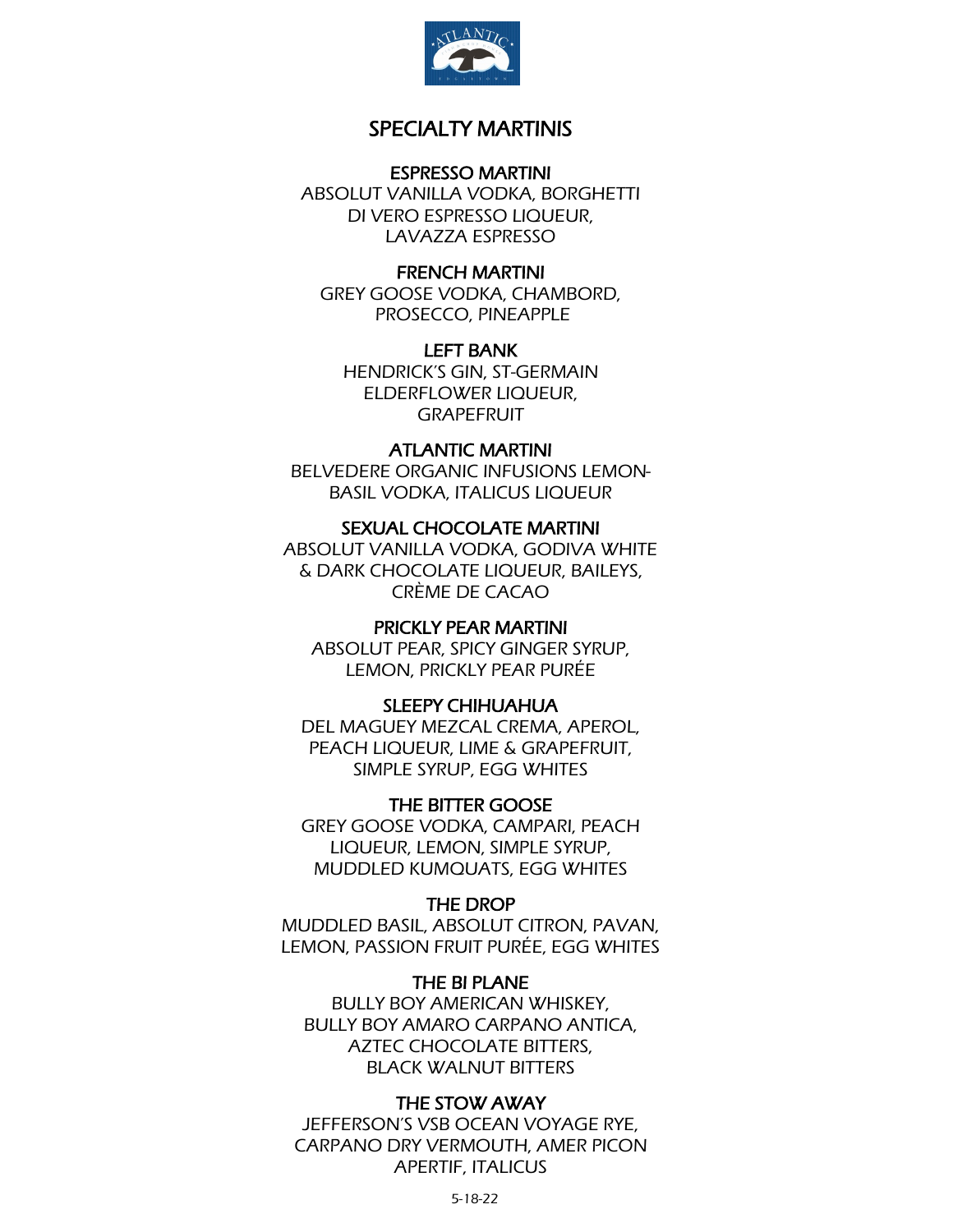# SPECIALTY MARTINIS

## ESPRESSO MARTINI

ABSOLUT VANILLA VODKA, BORGHETTI DI VERO ESPRESSO LIQUEUR, LAVAZZA ESPRESSO

## FRENCH MARTINI

GREY GOOSE VODKA, CHAMBORD, PROSECCO, PINEAPPLE

## LEFT BANK

HENDRICK'S GIN, ST-GERMAIN ELDERFLOWER LIQUEUR, GRAPEFRUIT

## ATLANTIC MARTINI

BELVEDERE ORGANIC INFUSIONS LEMON-BASIL VODKA, ITALICUS LIQUEUR

## SEXUAL CHOCOLATE MARTINI

ABSOLUT VANILLA VODKA, GODIVA WHITE & DARK CHOCOLATE LIQUEUR, BAILEYS, CRÈME DE CACAO

## PRICKLY PEAR MARTINI

ABSOLUT PEAR, SPICY GINGER SYRUP, LEMON, PRICKLY PEAR PURÉE

## SLEEPY CHIHUAHUA

DEL MAGUEY MEZCAL CREMA, APEROL, PEACH LIQUEUR, LIME & GRAPEFRUIT, SIMPLE SYRUP, EGG WHITES

## THE BITTER GOOSE

GREY GOOSE VODKA, CAMPARI, PEACH LIQUEUR, LEMON, SIMPLE SYRUP, MUDDLED KUMQUATS, EGG WHITES

## THE DROP

MUDDLED BASIL, ABSOLUT CITRON, PAVAN, LEMON, PASSION FRUIT PURÉE, EGG WHITES

## THE BI PLANE

BULLY BOY AMERICAN WHISKEY, BULLY BOY AMARO CARPANO ANTICA, AZTEC CHOCOLATE BITTERS, BLACK WALNUT BITTERS

## THE STOW AWAY

JEFFERSON'S VSB OCEAN VOYAGE RYE, CARPANO DRY VERMOUTH, AMER PICON APERTIF, ITALICUS

5-18-22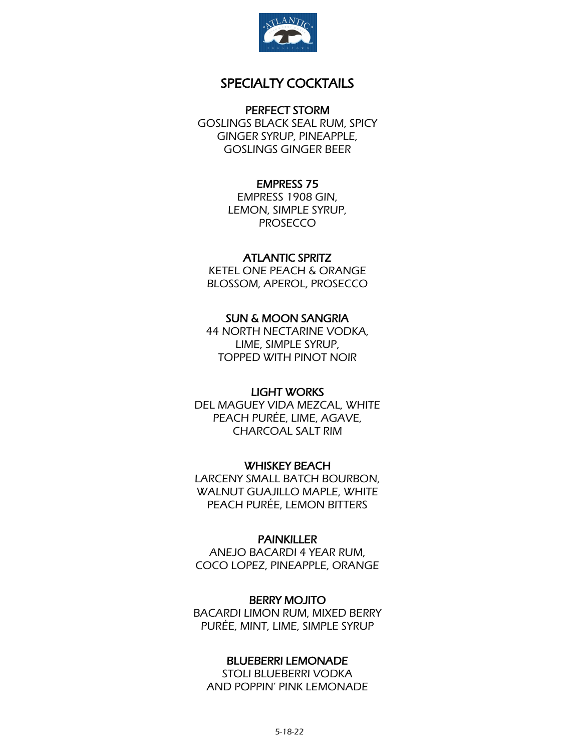# SPECIALTY COCKTAILS

### PERFECT STORM

GOSLINGS BLACK SEAL RUM, SPICY GINGER SYRUP, PINEAPPLE, GOSLINGS GINGER BEER

### EMPRESS 75

EMPRESS 1908 GIN, LEMON, SIMPLE SYRUP, PROSECCO

### ATLANTIC SPRITZ

KETEL ONE PEACH & ORANGE BLOSSOM, APEROL, PROSECCO

### SUN & MOON SANGRIA

44 NORTH NECTARINE VODKA, LIME, SIMPLE SYRUP, TOPPED WITH PINOT NOIR

### LIGHT WORKS

DEL MAGUEY VIDA MEZCAL, WHITE PEACH PURÉE, LIME, AGAVE, CHARCOAL SALT RIM

### WHISKEY BEACH

LARCENY SMALL BATCH BOURBON, WALNUT GUAJILLO MAPLE, WHITE PEACH PURÉE, LEMON BITTERS

### PAINKILLER

ANEJO BACARDI 4 YEAR RUM, COCO LOPEZ, PINEAPPLE, ORANGE

### BERRY MOJITO

BACARDI LIMON RUM, MIXED BERRY PURÉE, MINT, LIME, SIMPLE SYRUP

### BLUEBERRI LEMONADE

STOLI BLUEBERRI VODKA AND POPPIN' PINK LEMONADE

5-18-22